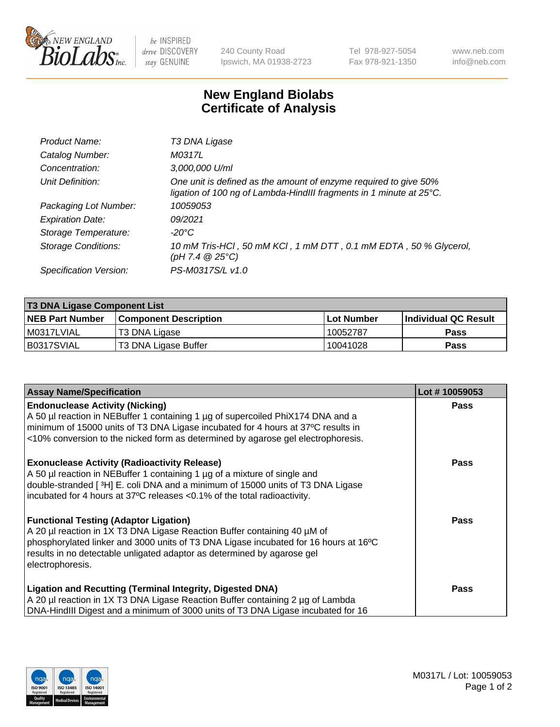# New England Biolabs Certificate of Analysis

| | |
|---|---|
| Product Name: | T3 DNA Ligase |
| Catalog Number: | M0317L |
| Concentration: | 3,000,000 U/ml |
| Unit Definition: | One unit is defined as the amount of enzyme required to give 50% ligation of 100 ng of Lambda-HindIII fragments in 1 minute at 25°C. |
| Packaging Lot Number: | 10059053 |
| Expiration Date: | 09/2021 |
| Storage Temperature: | -20°C |
| Storage Conditions: | 10 mM Tris-HCl , 50 mM KCl , 1 mM DTT , 0.1 mM EDTA , 50 % Glycerol, (pH 7.4 @ 25°C) |
| Specification Version: | PS-M0317S/L v1.0 |

| T3 DNA Ligase Component List | | | |
|---|---|---|---|
| NEB Part Number | Component Description | Lot Number | Individual QC Result |
| M0317LVIAL | T3 DNA Ligase | 10052787 | Pass |
| B0317SVIAL | T3 DNA Ligase Buffer | 10041028 | Pass |

| Assay Name/Specification | Lot # 10059053 |
|---|---|
| **Endonuclease Activity (Nicking)**<br>A 50 µl reaction in NEBuffer 1 containing 1 µg of supercoiled PhiX174 DNA and a minimum of 15000 units of T3 DNA Ligase incubated for 4 hours at 37ºC results in <10% conversion to the nicked form as determined by agarose gel electrophoresis. | Pass |
| **Exonuclease Activity (Radioactivity Release)**<br>A 50 µl reaction in NEBuffer 1 containing 1 µg of a mixture of single and double-stranded [ $^3$H] E. coli DNA and a minimum of 15000 units of T3 DNA Ligase incubated for 4 hours at 37ºC releases <0.1% of the total radioactivity. | Pass |
| **Functional Testing (Adaptor Ligation)**<br>A 20 µl reaction in 1X T3 DNA Ligase Reaction Buffer containing 40 µM of phosphorylated linker and 3000 units of T3 DNA Ligase incubated for 16 hours at 16ºC results in no detectable unligated adaptor as determined by agarose gel electrophoresis. | Pass |
| **Ligation and Recutting (Terminal Integrity, Digested DNA)**<br>A 20 µl reaction in 1X T3 DNA Ligase Reaction Buffer containing 2 µg of Lambda DNA-HindIII Digest and a minimum of 3000 units of T3 DNA Ligase incubated for 16 | Pass |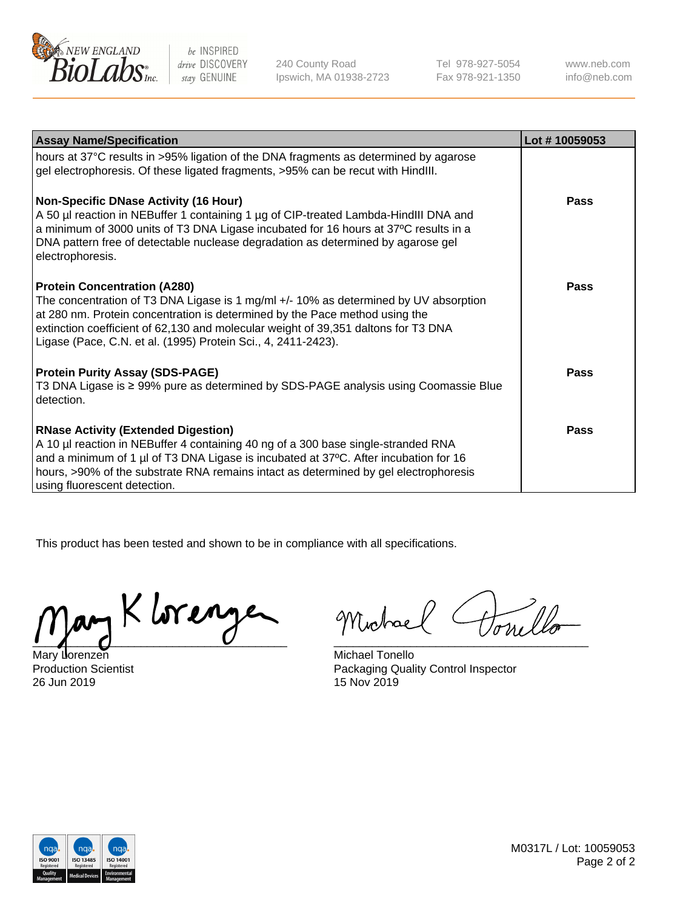| Assay Name/Specification | Lot # 10059053 |
| --- | --- |
| hours at 37°C results in >95% ligation of the DNA fragments as determined by agarose gel electrophoresis. Of these ligated fragments, >95% can be recut with HindIII. | |
| **Non-Specific DNase Activity (16 Hour)**<br>A 50 µl reaction in NEBuffer 1 containing 1 µg of CIP-treated Lambda-HindIII DNA and a minimum of 3000 units of T3 DNA Ligase incubated for 16 hours at 37ºC results in a DNA pattern free of detectable nuclease degradation as determined by agarose gel electrophoresis. | **Pass** |
| **Protein Concentration (A280)**<br>The concentration of T3 DNA Ligase is 1 mg/ml +/- 10% as determined by UV absorption at 280 nm. Protein concentration is determined by the Pace method using the extinction coefficient of 62,130 and molecular weight of 39,351 daltons for T3 DNA Ligase (Pace, C.N. et al. (1995) Protein Sci., 4, 2411-2423). | **Pass** |
| **Protein Purity Assay (SDS-PAGE)**<br>T3 DNA Ligase is ≥ 99% pure as determined by SDS-PAGE analysis using Coomassie Blue detection. | **Pass** |
| **RNase Activity (Extended Digestion)**<br>A 10 µl reaction in NEBuffer 4 containing 40 ng of a 300 base single-stranded RNA and a minimum of 1 µl of T3 DNA Ligase is incubated at 37ºC. After incubation for 16 hours, >90% of the substrate RNA remains intact as determined by gel electrophoresis using fluorescent detection. | **Pass** |

This product has been tested and shown to be in compliance with all specifications.

Mary Lorenzen
Production Scientist
26 Jun 2019

Michael Tonello
Packaging Quality Control Inspector
15 Nov 2019

M0317L / Lot: 10059053